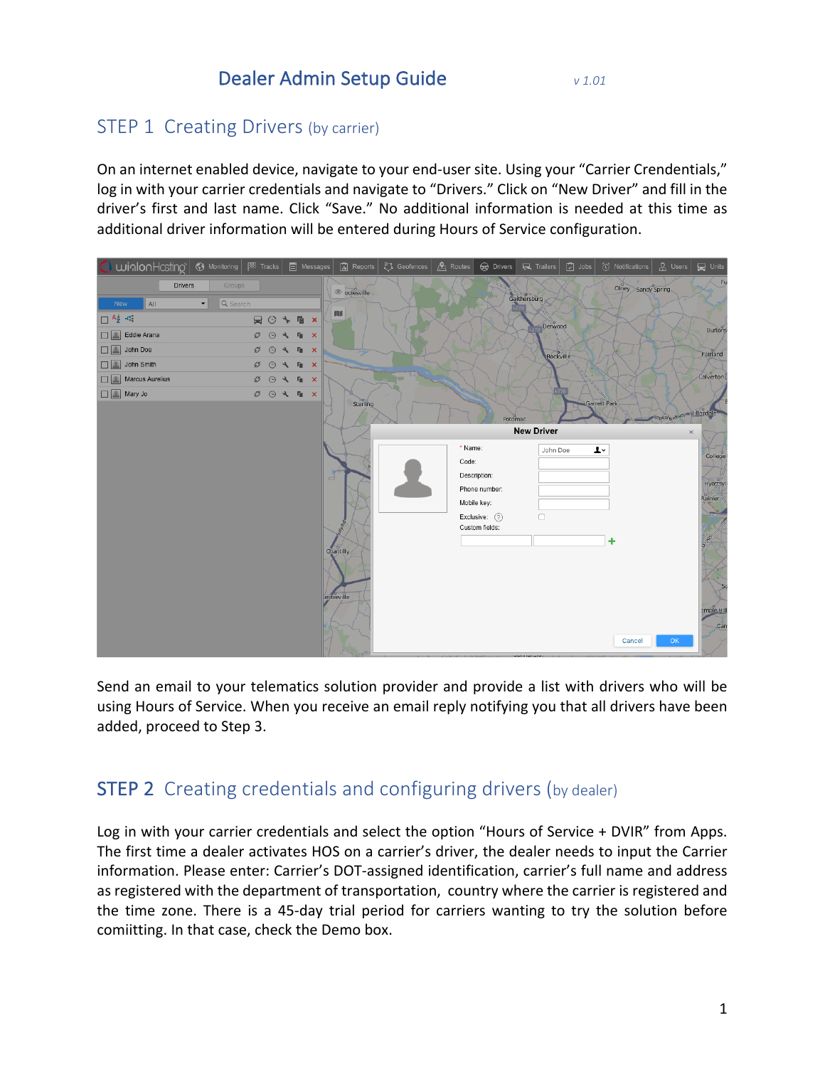# Dealer Admin Setup Guide

*v 1.01*

## STEP 1 Creating Drivers (by carrier)

On an internet enabled device, navigate to your end-user site. Using your "Carrier Crendentials," log in with your carrier credentials and navigate to "Drivers." Click on "New Driver" and fill in the driver's first and last name. Click "Save." No additional information is needed at this time as additional driver information will be entered during Hours of Service configuration.

Send an email to your telematics solution provider and provide a list with drivers who will be using Hours of Service. When you receive an email reply notifying you that all drivers have been added, proceed to Step 3.

## STEP 2 Creating credentials and configuring drivers (by dealer)

Log in with your carrier credentials and select the option "Hours of Service + DVIR" from Apps. The first time a dealer activates HOS on a carrier's driver, the dealer needs to input the Carrier information. Please enter: Carrier's DOT-assigned identification, carrier's full name and address as registered with the department of transportation, country where the carrier is registered and the time zone. There is a 45-day trial period for carriers wanting to try the solution before comiitting. In that case, check the Demo box.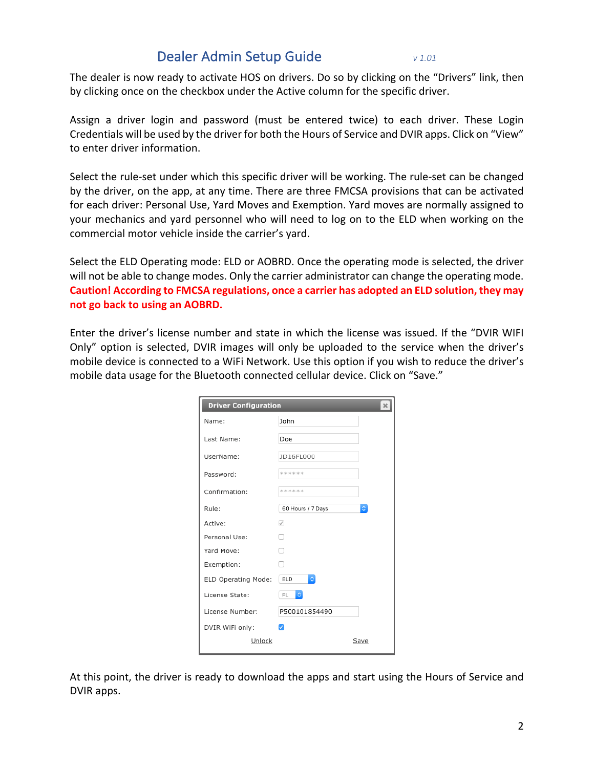The dealer is now ready to activate HOS on drivers. Do so by clicking on the "Drivers" link, then by clicking once on the checkbox under the Active column for the specific driver.

Assign a driver login and password (must be entered twice) to each driver. These Login Credentials will be used by the driver for both the Hours of Service and DVIR apps. Click on "View" to enter driver information.

Select the rule-set under which this specific driver will be working. The rule-set can be changed by the driver, on the app, at any time. There are three FMCSA provisions that can be activated for each driver: Personal Use, Yard Moves and Exemption. Yard moves are normally assigned to your mechanics and yard personnel who will need to log on to the ELD when working on the commercial motor vehicle inside the carrier's yard.

Select the ELD Operating mode: ELD or AOBRD. Once the operating mode is selected, the driver will not be able to change modes. Only the carrier administrator can change the operating mode. **Caution! According to FMCSA regulations, once a carrier has adopted an ELD solution, they may not go back to using an AOBRD.**

Enter the driver's license number and state in which the license was issued. If the "DVIR WIFI Only" option is selected, DVIR images will only be uploaded to the service when the driver's mobile device is connected to a WiFi Network. Use this option if you wish to reduce the driver's mobile data usage for the Bluetooth connected cellular device. Click on "Save."

**Driver Configuration**

| Field | Value |
|---|---|
| Name: | John |
| Last Name: | Doe |
| UserName: | JD16FL000 |
| Password: | ****** |
| Confirmation: | ****** |
| Rule: | 60 Hours / 7 Days |
| Active: | ☑ |
| Personal Use: | ☐ |
| Yard Move: | ☐ |
| Exemption: | ☐ |
| ELD Operating Mode: | ELD |
| License State: | FL |
| License Number: | P500101854490 |
| DVIR WiFi only: | ☑ |

Unlock    Save

At this point, the driver is ready to download the apps and start using the Hours of Service and DVIR apps.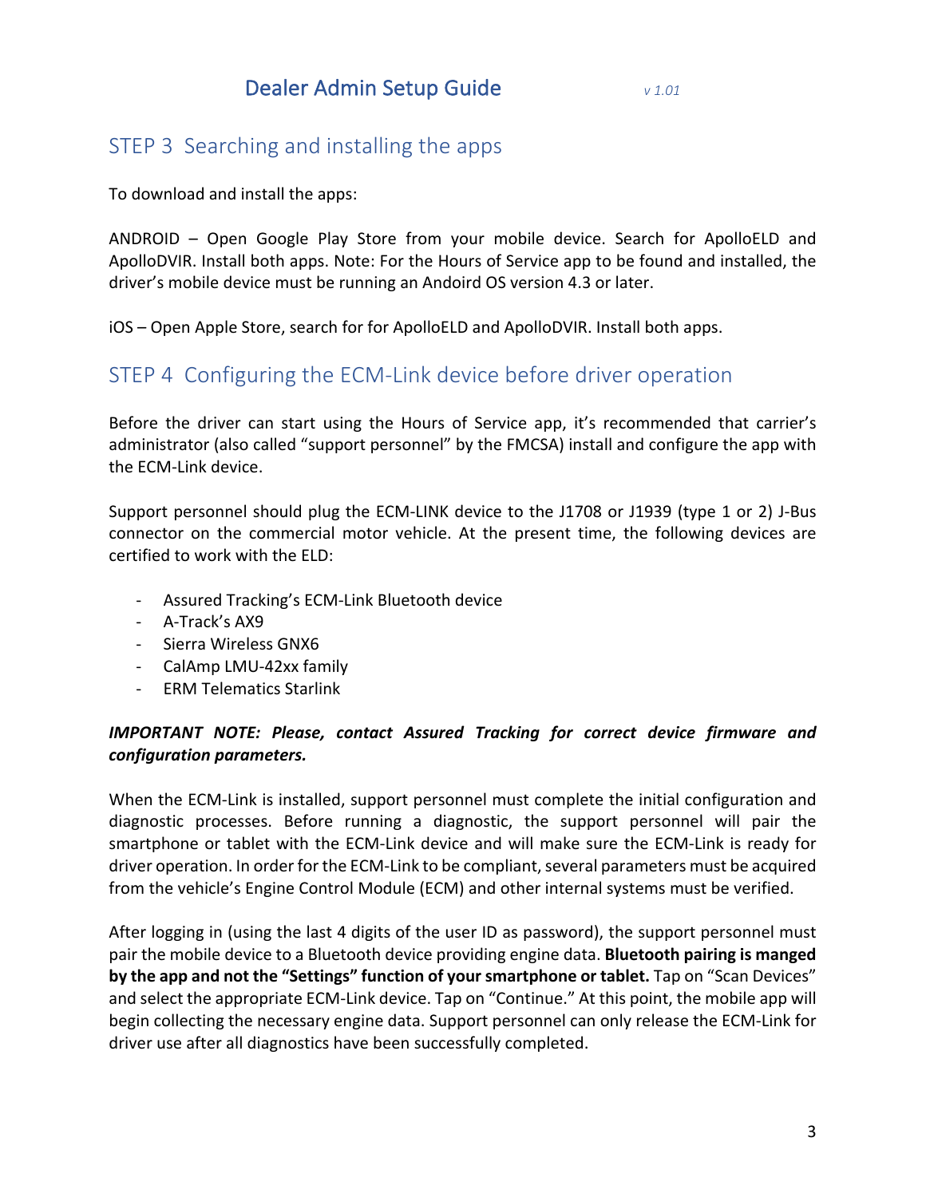## STEP 3 Searching and installing the apps

To download and install the apps:

ANDROID – Open Google Play Store from your mobile device. Search for ApolloELD and ApolloDVIR. Install both apps. Note: For the Hours of Service app to be found and installed, the driver's mobile device must be running an Andoird OS version 4.3 or later.

iOS – Open Apple Store, search for for ApolloELD and ApolloDVIR. Install both apps.

## STEP 4 Configuring the ECM-Link device before driver operation

Before the driver can start using the Hours of Service app, it's recommended that carrier's administrator (also called "support personnel" by the FMCSA) install and configure the app with the ECM-Link device.

Support personnel should plug the ECM-LINK device to the J1708 or J1939 (type 1 or 2) J-Bus connector on the commercial motor vehicle. At the present time, the following devices are certified to work with the ELD:

- Assured Tracking's ECM-Link Bluetooth device
- A-Track's AX9
- Sierra Wireless GNX6
- CalAmp LMU-42xx family
- ERM Telematics Starlink

***IMPORTANT NOTE: Please, contact Assured Tracking for correct device firmware and configuration parameters.***

When the ECM-Link is installed, support personnel must complete the initial configuration and diagnostic processes. Before running a diagnostic, the support personnel will pair the smartphone or tablet with the ECM-Link device and will make sure the ECM-Link is ready for driver operation. In order for the ECM-Link to be compliant, several parameters must be acquired from the vehicle's Engine Control Module (ECM) and other internal systems must be verified.

After logging in (using the last 4 digits of the user ID as password), the support personnel must pair the mobile device to a Bluetooth device providing engine data. **Bluetooth pairing is manged by the app and not the "Settings" function of your smartphone or tablet.** Tap on "Scan Devices" and select the appropriate ECM-Link device. Tap on "Continue." At this point, the mobile app will begin collecting the necessary engine data. Support personnel can only release the ECM-Link for driver use after all diagnostics have been successfully completed.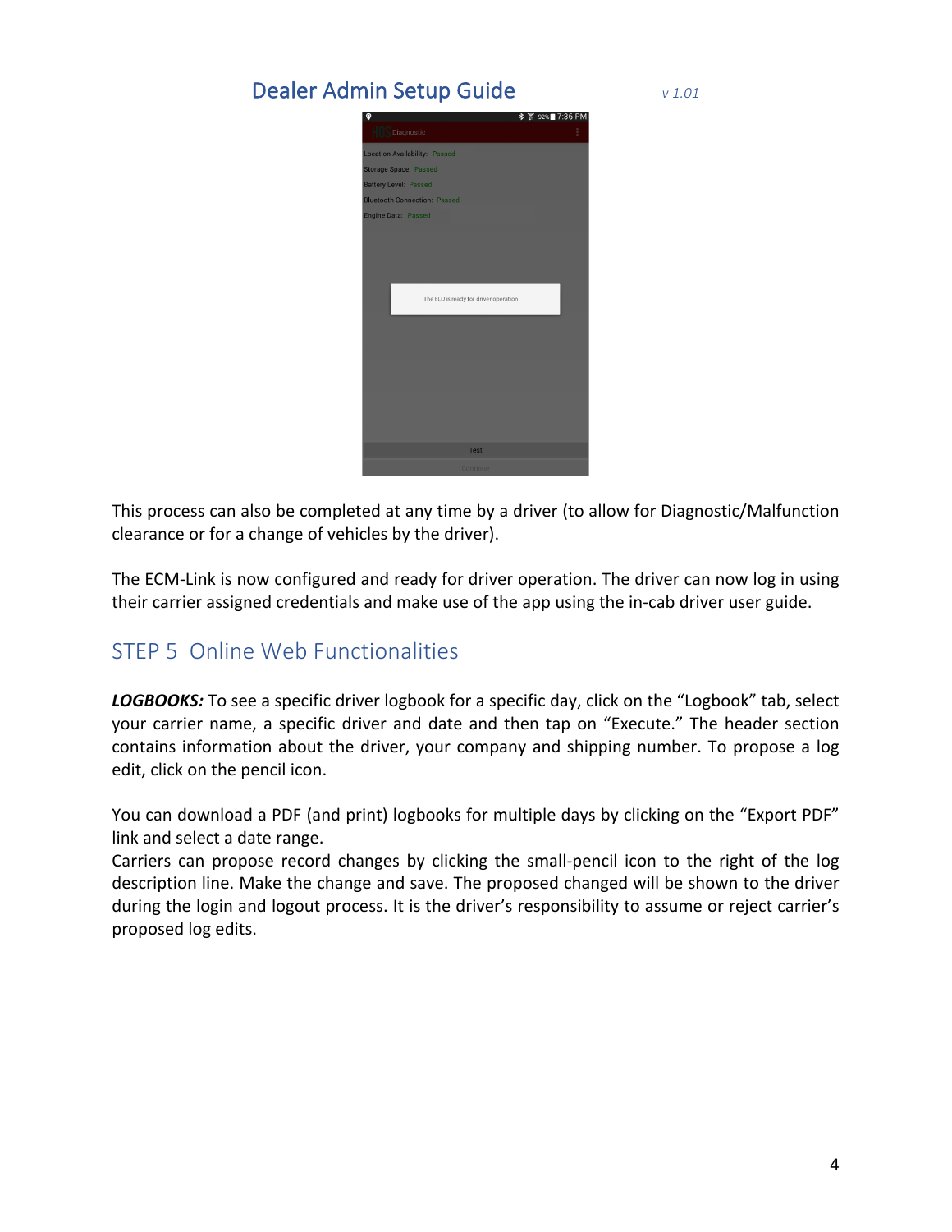This process can also be completed at any time by a driver (to allow for Diagnostic/Malfunction clearance or for a change of vehicles by the driver).

The ECM-Link is now configured and ready for driver operation. The driver can now log in using their carrier assigned credentials and make use of the app using the in-cab driver user guide.

## STEP 5 Online Web Functionalities

***LOGBOOKS:*** To see a specific driver logbook for a specific day, click on the “Logbook” tab, select your carrier name, a specific driver and date and then tap on “Execute.” The header section contains information about the driver, your company and shipping number. To propose a log edit, click on the pencil icon.

You can download a PDF (and print) logbooks for multiple days by clicking on the “Export PDF” link and select a date range.
Carriers can propose record changes by clicking the small-pencil icon to the right of the log description line. Make the change and save. The proposed changed will be shown to the driver during the login and logout process. It is the driver’s responsibility to assume or reject carrier’s proposed log edits.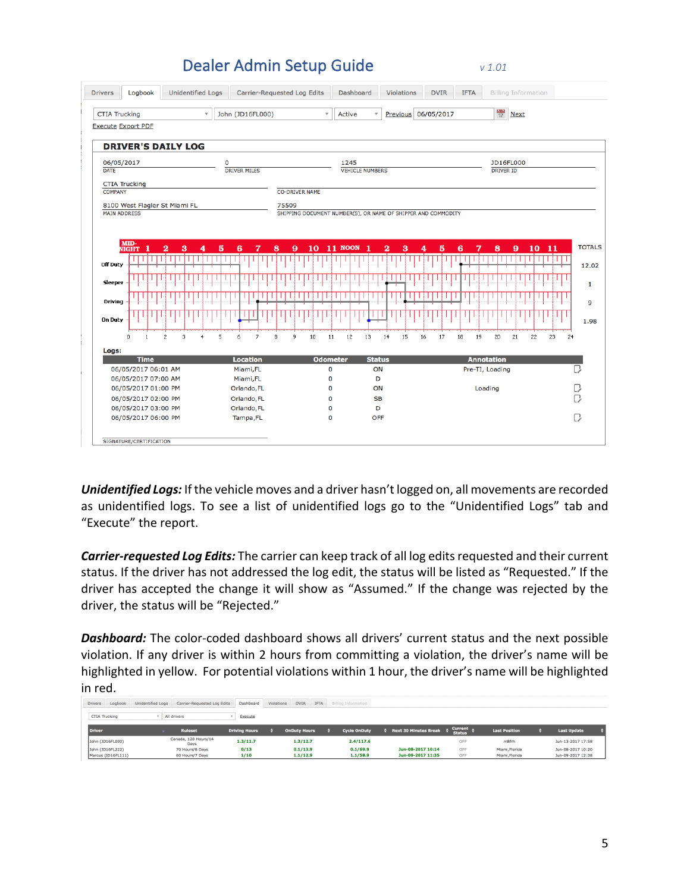# Dealer Admin Setup Guide

v 1.01

Drivers | Logbook | Unidentified Logs | Carrier-Requested Log Edits | Dashboard | Violations | DVIR | IFTA | Billing Information

CTIA Trucking | John (JD16FL000) | Active | Previous | 06/05/2017 | Next

Execute Export PDF

**DRIVER'S DAILY LOG**

| | | | |
|---|---|---|---|
| 06/05/2017 DATE | 0 DRIVER MILES | 1245 VEHICLE NUMBERS | JD16FL000 DRIVER ID |
| CTIA Trucking COMPANY | CO-DRIVER NAME | | |
| 8100 West Flagler St Miami FL MAIN ADDRESS | 75509 SHIPPING DOCUMENT NUMBER(S), OR NAME OF SHIPPER AND COMMODITY | | |

| Status | TOTALS |
|---|---|
| Off Duty | 12.02 |
| Sleeper | 1 |
| Driving | 9 |
| On Duty | 1.98 |

**Logs:**

| Time | Location | Odometer | Status | Annotation |
|---|---|---|---|---|
| 06/05/2017 06:01 AM | Miami,FL | 0 | ON | Pre-TI, Loading |
| 06/05/2017 07:00 AM | Miami,FL | 0 | D | |
| 06/05/2017 01:00 PM | Orlando,FL | 0 | ON | Loading |
| 06/05/2017 02:00 PM | Orlando,FL | 0 | SB | |
| 06/05/2017 03:00 PM | Orlando,FL | 0 | D | |
| 06/05/2017 06:00 PM | Tampa,FL | 0 | OFF | |

SIGNATURE/CERTIFICATION

***Unidentified Logs:*** If the vehicle moves and a driver hasn't logged on, all movements are recorded as unidentified logs. To see a list of unidentified logs go to the "Unidentified Logs" tab and "Execute" the report.

***Carrier-requested Log Edits:*** The carrier can keep track of all log edits requested and their current status. If the driver has not addressed the log edit, the status will be listed as "Requested." If the driver has accepted the change it will show as "Assumed." If the change was rejected by the driver, the status will be "Rejected."

***Dashboard:*** The color-coded dashboard shows all drivers' current status and the next possible violation. If any driver is within 2 hours from committing a violation, the driver's name will be highlighted in yellow. For potential violations within 1 hour, the driver's name will be highlighted in red.

Drivers | Logbook | Unidentified Logs | Carrier-Requested Log Edits | Dashboard | Violations | DVIR | IFTA | Billing Information

CTIA Trucking | All drivers | Execute

| Driver | Ruleset | Driving Hours | OnDuty Hours | Cycle OnDuty | Next 30 Minutes Break | Current Status | Last Position | Last Update |
|---|---|---|---|---|---|---|---|---|
| John (JD16FL000) | Canada, 120 Hours/14 Days | 1.3/11.7 | 1.3/12.7 | 2.4/117.6 | | OFF | m8frh | Jun-13-2017 17:58 |
| John (JD16FL222) | 70 Hours/8 Days | 0/13 | 0.1/13.9 | 0.1/69.9 | Jun-08-2017 10:14 | OFF | Miami,Florida | Jun-08-2017 10:20 |
| Marcus (JD16FL111) | 60 Hours/7 Days | 1/10 | 1.1/12.9 | 1.1/58.9 | Jun-09-2017 11:35 | OFF | Miami,Florida | Jun-09-2017 12:38 |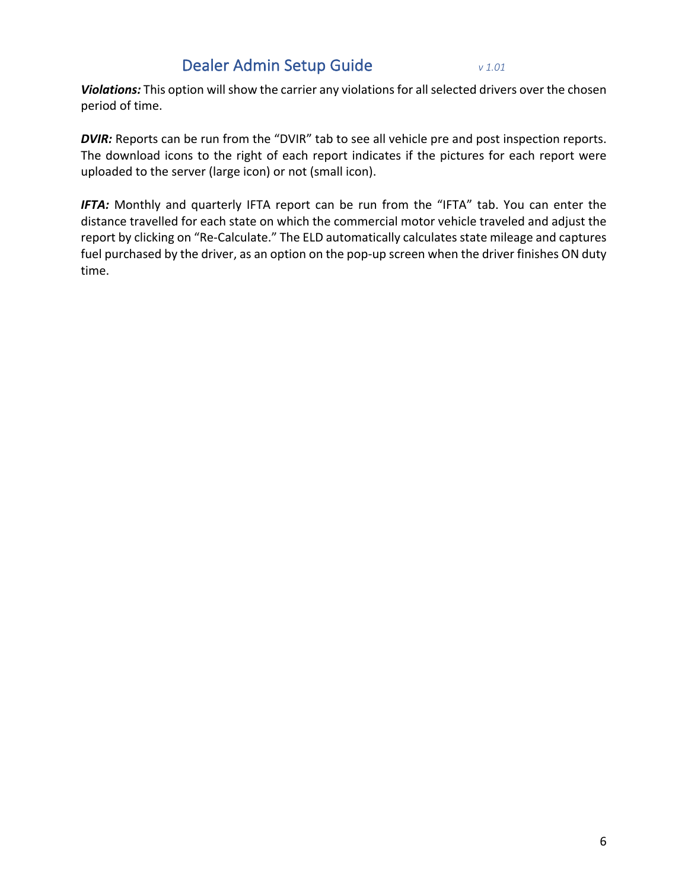***Violations:*** This option will show the carrier any violations for all selected drivers over the chosen period of time.

***DVIR:*** Reports can be run from the “DVIR” tab to see all vehicle pre and post inspection reports. The download icons to the right of each report indicates if the pictures for each report were uploaded to the server (large icon) or not (small icon).

***IFTA:*** Monthly and quarterly IFTA report can be run from the “IFTA” tab. You can enter the distance travelled for each state on which the commercial motor vehicle traveled and adjust the report by clicking on “Re-Calculate.” The ELD automatically calculates state mileage and captures fuel purchased by the driver, as an option on the pop-up screen when the driver finishes ON duty time.